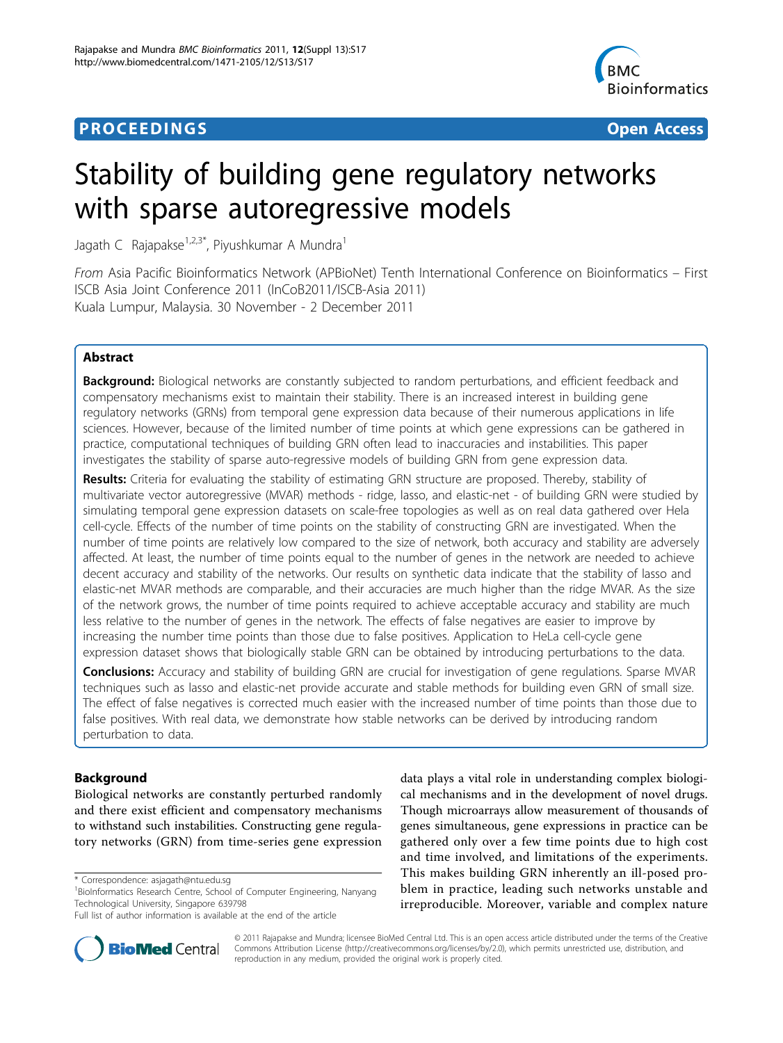**PROCEEDINGS** **Open Access**

# Stability of building gene regulatory networks with sparse autoregressive models

Jagath C Rajapakse[1,2,3*], Piyushkumar A Mundra[1]

*From* Asia Pacific Bioinformatics Network (APBioNet) Tenth International Conference on Bioinformatics – First ISCB Asia Joint Conference 2011 (InCoB2011/ISCB-Asia 2011)
Kuala Lumpur, Malaysia. 30 November - 2 December 2011

## Abstract

**Background:** Biological networks are constantly subjected to random perturbations, and efficient feedback and compensatory mechanisms exist to maintain their stability. There is an increased interest in building gene regulatory networks (GRNs) from temporal gene expression data because of their numerous applications in life sciences. However, because of the limited number of time points at which gene expressions can be gathered in practice, computational techniques of building GRN often lead to inaccuracies and instabilities. This paper investigates the stability of sparse auto-regressive models of building GRN from gene expression data.

**Results:** Criteria for evaluating the stability of estimating GRN structure are proposed. Thereby, stability of multivariate vector autoregressive (MVAR) methods - ridge, lasso, and elastic-net - of building GRN were studied by simulating temporal gene expression datasets on scale-free topologies as well as on real data gathered over Hela cell-cycle. Effects of the number of time points on the stability of constructing GRN are investigated. When the number of time points are relatively low compared to the size of network, both accuracy and stability are adversely affected. At least, the number of time points equal to the number of genes in the network are needed to achieve decent accuracy and stability of the networks. Our results on synthetic data indicate that the stability of lasso and elastic-net MVAR methods are comparable, and their accuracies are much higher than the ridge MVAR. As the size of the network grows, the number of time points required to achieve acceptable accuracy and stability are much less relative to the number of genes in the network. The effects of false negatives are easier to improve by increasing the number time points than those due to false positives. Application to HeLa cell-cycle gene expression dataset shows that biologically stable GRN can be obtained by introducing perturbations to the data.

**Conclusions:** Accuracy and stability of building GRN are crucial for investigation of gene regulations. Sparse MVAR techniques such as lasso and elastic-net provide accurate and stable methods for building even GRN of small size. The effect of false negatives is corrected much easier with the increased number of time points than those due to false positives. With real data, we demonstrate how stable networks can be derived by introducing random perturbation to data.

## Background

Biological networks are constantly perturbed randomly and there exist efficient and compensatory mechanisms to withstand such instabilities. Constructing gene regulatory networks (GRN) from time-series gene expression data plays a vital role in understanding complex biological mechanisms and in the development of novel drugs. Though microarrays allow measurement of thousands of genes simultaneous, gene expressions in practice can be gathered only over a few time points due to high cost and time involved, and limitations of the experiments. This makes building GRN inherently an ill-posed problem in practice, leading such networks unstable and irreproducible. Moreover, variable and complex nature

\* Correspondence: asjagath@ntu.edu.sg
[1]BioInformatics Research Centre, School of Computer Engineering, Nanyang Technological University, Singapore 639798
Full list of author information is available at the end of the article

© 2011 Rajapakse and Mundra; licensee BioMed Central Ltd. This is an open access article distributed under the terms of the Creative Commons Attribution License (http://creativecommons.org/licenses/by/2.0), which permits unrestricted use, distribution, and reproduction in any medium, provided the original work is properly cited.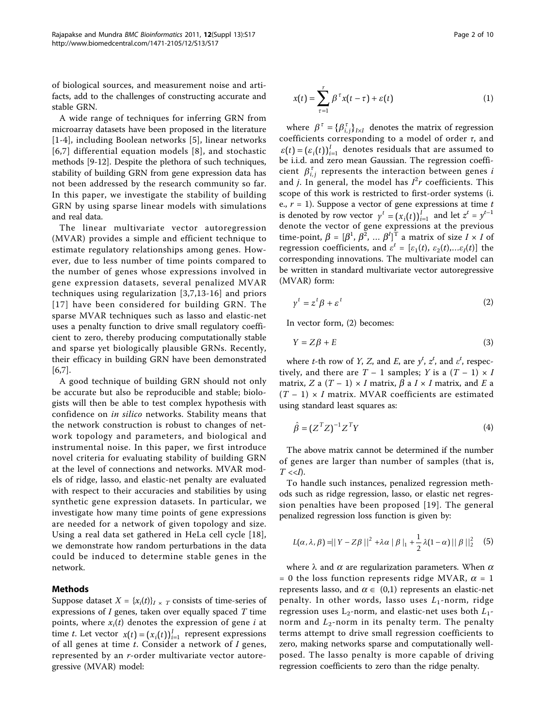of biological sources, and measurement noise and artifacts, add to the challenges of constructing accurate and stable GRN.

A wide range of techniques for inferring GRN from microarray datasets have been proposed in the literature [1-4], including Boolean networks [5], linear networks [6,7] differential equation models [8], and stochastic methods [9-12]. Despite the plethora of such techniques, stability of building GRN from gene expression data has not been addressed by the research community so far. In this paper, we investigate the stability of building GRN by using sparse linear models with simulations and real data.

The linear multivariate vector autoregression (MVAR) provides a simple and efficient technique to estimate regulatory relationships among genes. However, due to less number of time points compared to the number of genes whose expressions involved in gene expression datasets, several penalized MVAR techniques using regularization [3,7,13-16] and priors [17] have been considered for building GRN. The sparse MVAR techniques such as lasso and elastic-net uses a penalty function to drive small regulatory coefficient to zero, thereby producing computationally stable and sparse yet biologically plausible GRNs. Recently, their efficacy in building GRN have been demonstrated [6,7].

A good technique of building GRN should not only be accurate but also be reproducible and stable; biologists will then be able to test complex hypothesis with confidence on *in silico* networks. Stability means that the network construction is robust to changes of network topology and parameters, and biological and instrumental noise. In this paper, we first introduce novel criteria for evaluating stability of building GRN at the level of connections and networks. MVAR models of ridge, lasso, and elastic-net penalty are evaluated with respect to their accuracies and stabilities by using synthetic gene expression datasets. In particular, we investigate how many time points of gene expressions are needed for a network of given topology and size. Using a real data set gathered in HeLa cell cycle [18], we demonstrate how random perturbations in the data could be induced to determine stable genes in the network.

## Methods

Suppose dataset $X = \{x_i(t)\}_{I \times T}$ consists of time-series of expressions of $I$ genes, taken over equally spaced $T$ time points, where $x_i(t)$ denotes the expression of gene $i$ at time $t$. Let vector $x(t) = (x_i(t))_{i=1}^{I}$ represent expressions of all genes at time $t$. Consider a network of $I$ genes, represented by an $r$-order multivariate vector autoregressive (MVAR) model:

$$x(t) = \sum_{\tau=1}^{r} \beta^{\tau} x(t-\tau) + \varepsilon(t) \quad (1)$$

where $\beta^{\tau} = \{\beta_{i,j}^{\tau}\}_{I \times I}$ denotes the matrix of regression coefficients corresponding to a model of order $\tau$, and $\varepsilon(t) = (\varepsilon_i(t))_{i=1}^{I}$ denotes residuals that are assumed to be i.i.d. and zero mean Gaussian. The regression coefficient $\beta_{i,j}^{\tau}$ represents the interaction between genes $i$ and $j$. In general, the model has $I^2 r$ coefficients. This scope of this work is restricted to first-order systems (i. e., $r = 1$). Suppose a vector of gene expressions at time $t$ is denoted by row vector $y^t = (x_i(t))_{i=1}^{I}$ and let $z^t = y^{t-1}$ denote the vector of gene expressions at the previous time-point, $\beta = [\beta^1, \beta^2, \ldots \beta^I]^T$ a matrix of size $I \times I$ of regression coefficients, and $\varepsilon^t = [\varepsilon_1(t), \varepsilon_2(t), \ldots \varepsilon_I(t)]$ the corresponding innovations. The multivariate model can be written in standard multivariate vector autoregressive (MVAR) form:

$$y^t = z^t \beta + \varepsilon^t \quad (2)$$

In vector form, (2) becomes:

$$Y = Z\beta + E \quad (3)$$

where $t$-th row of $Y$, $Z$, and $E$, are $y^t$, $z^t$, and $\varepsilon^t$, respectively, and there are $T - 1$ samples; $Y$ is a $(T - 1) \times I$ matrix, $Z$ a $(T - 1) \times I$ matrix, $\beta$ a $I \times I$ matrix, and $E$ a $(T - 1) \times I$ matrix. MVAR coefficients are estimated using standard least squares as:

$$\hat{\beta} = (Z^T Z)^{-1} Z^T Y \quad (4)$$

The above matrix cannot be determined if the number of genes are larger than number of samples (that is, $T << I$).

To handle such instances, penalized regression methods such as ridge regression, lasso, or elastic net regression penalties have been proposed [19]. The general penalized regression loss function is given by:

$$L(\alpha, \lambda, \beta) = \|Y - Z\beta\|^2 + \lambda\alpha |\beta|_1 + \frac{1}{2}\lambda(1-\alpha)\|\beta\|_2^2 \quad (5)$$

where $\lambda$ and $\alpha$ are regularization parameters. When $\alpha = 0$ the loss function represents ridge MVAR, $\alpha = 1$ represents lasso, and $\alpha \in (0,1)$ represents an elastic-net penalty. In other words, lasso uses $L_1$-norm, ridge regression uses $L_2$-norm, and elastic-net uses both $L_1$-norm and $L_2$-norm in its penalty term. The penalty terms attempt to drive small regression coefficients to zero, making networks sparse and computationally well-posed. The lasso penalty is more capable of driving regression coefficients to zero than the ridge penalty.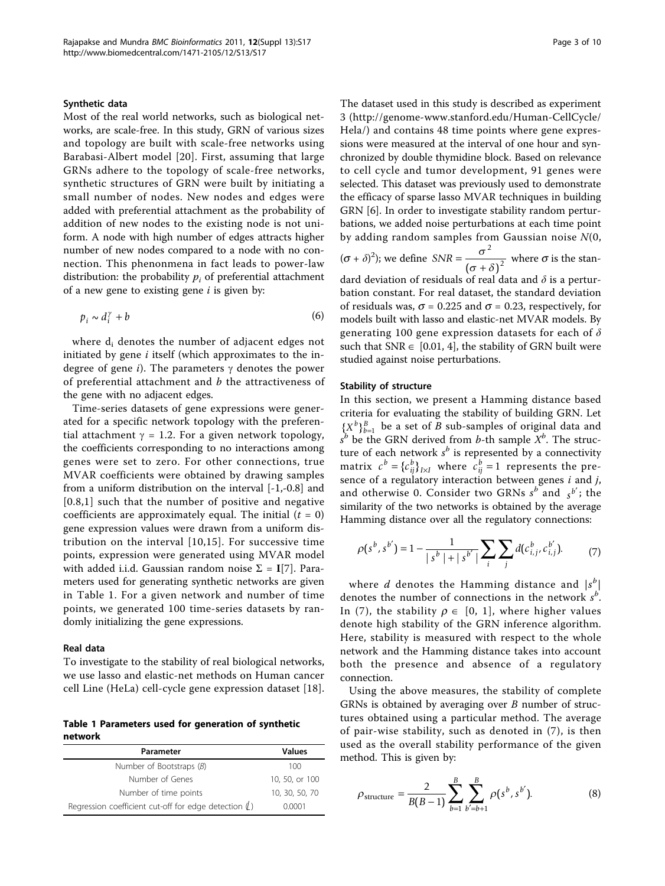### Synthetic data

Most of the real world networks, such as biological networks, are scale-free. In this study, GRN of various sizes and topology are built with scale-free networks using Barabasi-Albert model [20]. First, assuming that large GRNs adhere to the topology of scale-free networks, synthetic structures of GRN were built by initiating a small number of nodes. New nodes and edges were added with preferential attachment as the probability of addition of new nodes to the existing node is not uniform. A node with high number of edges attracts higher number of new nodes compared to a node with no connection. This phenonmena in fact leads to power-law distribution: the probability $p_i$ of preferential attachment of a new gene to existing gene $i$ is given by:

$$p_i \sim d_i^{\gamma} + b \tag{6}$$

where $d_i$ denotes the number of adjacent edges not initiated by gene $i$ itself (which approximates to the in-degree of gene $i$). The parameters $\gamma$ denotes the power of preferential attachment and $b$ the attractiveness of the gene with no adjacent edges.

Time-series datasets of gene expressions were generated for a specific network topology with the preferential attachment $\gamma = 1.2$. For a given network topology, the coefficients corresponding to no interactions among genes were set to zero. For other connections, true MVAR coefficients were obtained by drawing samples from a uniform distribution on the interval [-1,-0.8] and [0.8,1] such that the number of positive and negative coefficients are approximately equal. The initial ($t = 0$) gene expression values were drawn from a uniform distribution on the interval [10,15]. For successive time points, expression were generated using MVAR model with added i.i.d. Gaussian random noise $\Sigma = \mathbf{I}$[7]. Parameters used for generating synthetic networks are given in Table 1. For a given network and number of time points, we generated 100 time-series datasets by randomly initializing the gene expressions.

### Real data

To investigate to the stability of real biological networks, we use lasso and elastic-net methods on Human cancer cell Line (HeLa) cell-cycle gene expression dataset [18].

**Table 1 Parameters used for generation of synthetic network**

| Parameter | Values |
| --- | --- |
| Number of Bootstraps ($B$) | 100 |
| Number of Genes | 10, 50, or 100 |
| Number of time points | 10, 30, 50, 70 |
| Regression coefficient cut-off for edge detection ($\ell$) | 0.0001 |

The dataset used in this study is described as experiment 3 (http://genome-www.stanford.edu/Human-CellCycle/Hela/) and contains 48 time points where gene expressions were measured at the interval of one hour and synchronized by double thymidine block. Based on relevance to cell cycle and tumor development, 91 genes were selected. This dataset was previously used to demonstrate the efficacy of sparse lasso MVAR techniques in building GRN [6]. In order to investigate stability random perturbations, we added noise perturbations at each time point by adding random samples from Gaussian noise $N(0, (\sigma + \delta)^2)$; we define $SNR = \frac{\sigma^2}{(\sigma + \delta)^2}$ where $\sigma$ is the standard deviation of residuals of real data and $\delta$ is a perturbation constant. For real dataset, the standard deviation of residuals was, $\sigma = 0.225$ and $\sigma = 0.23$, respectively, for models built with lasso and elastic-net MVAR models. By generating 100 gene expression datasets for each of $\delta$ such that $\text{SNR} \in [0.01, 4]$, the stability of GRN built were studied against noise perturbations.

### Stability of structure

In this section, we present a Hamming distance based criteria for evaluating the stability of building GRN. Let $\{X^b\}_{b=1}^{B}$ be a set of $B$ sub-samples of original data and $s^b$ be the GRN derived from $b$-th sample $X^b$. The structure of each network $s^b$ is represented by a connectivity matrix $c^b = \{c_{ij}^b\}_{I \times I}$ where $c_{ij}^b = 1$ represents the presence of a regulatory interaction between genes $i$ and $j$, and otherwise 0. Consider two GRNs $s^b$ and $s^{b'}$; the similarity of the two networks is obtained by the average Hamming distance over all the regulatory connections:

$$\rho(s^b, s^{b'}) = 1 - \frac{1}{|s^b| + |s^{b'}|} \sum_i \sum_j d(c_{i,j}^b, c_{i,j}^{b'}). \tag{7}$$

where $d$ denotes the Hamming distance and $|s^b|$ denotes the number of connections in the network $s^b$. In (7), the stability $\rho \in [0, 1]$, where higher values denote high stability of the GRN inference algorithm. Here, stability is measured with respect to the whole network and the Hamming distance takes into account both the presence and absence of a regulatory connection.

Using the above measures, the stability of complete GRNs is obtained by averaging over $B$ number of structures obtained using a particular method. The average of pair-wise stability, such as denoted in (7), is then used as the overall stability performance of the given method. This is given by:

$$\rho_{\text{structure}} = \frac{2}{B(B-1)} \sum_{b=1}^{B} \sum_{b'=b+1}^{B} \rho(s^b, s^{b'}). \tag{8}$$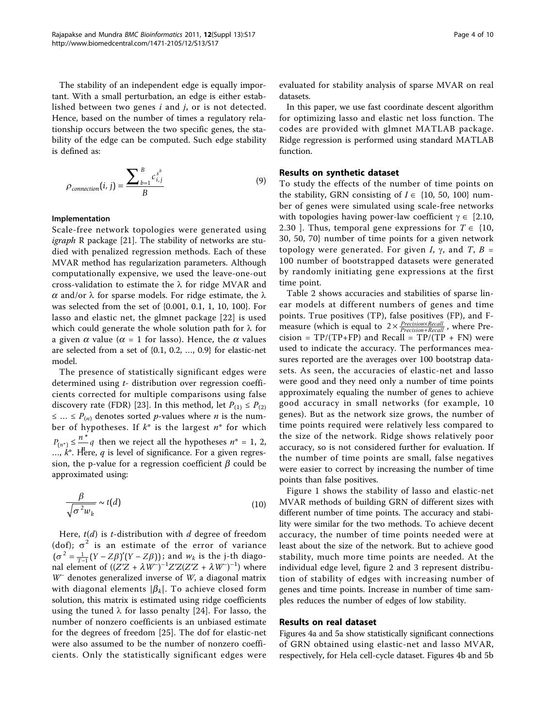The stability of an independent edge is equally important. With a small perturbation, an edge is either established between two genes *i* and *j*, or is not detected. Hence, based on the number of times a regulatory relationship occurs between the two specific genes, the stability of the edge can be computed. Such edge stability is defined as:

$$\rho_{connection}(i, j) = \frac{\sum_{b=1}^{B} c_{i,j}^{s^b}}{B} \tag{9}$$

### Implementation

Scale-free network topologies were generated using *igraph* R package [21]. The stability of networks are studied with penalized regression methods. Each of these MVAR method has regularization parameters. Although computationally expensive, we used the leave-one-out cross-validation to estimate the $\lambda$ for ridge MVAR and $\alpha$ and/or $\lambda$ for sparse models. For ridge estimate, the $\lambda$ was selected from the set of {0.001, 0.1, 1, 10, 100}. For lasso and elastic net, the glmnet package [22] is used which could generate the whole solution path for $\lambda$ for a given $\alpha$ value ($\alpha = 1$ for lasso). Hence, the $\alpha$ values are selected from a set of {0.1, 0.2, ..., 0.9} for elastic-net model.

The presence of statistically significant edges were determined using *t*- distribution over regression coefficients corrected for multiple comparisons using false discovery rate (FDR) [23]. In this method, let $P_{(1)} \leq P_{(2)} \leq \ldots \leq P_{(n)}$ denotes sorted *p*-values where *n* is the number of hypotheses. If $k^*$ is the largest $n^*$ for which $P_{(n^*)} \leq \frac{n^*}{n} q$ then we reject all the hypotheses $n^* = 1, 2, \ldots, k^*$. Here, *q* is level of significance. For a given regression, the p-value for a regression coefficient $\beta$ could be approximated using:

$$\frac{\beta}{\sqrt{\sigma^2 w_k}} \sim t(d) \tag{10}$$

Here, $t(d)$ is *t*-distribution with *d* degree of freedom (dof); $\sigma^2$ is an estimate of the error of variance ($\sigma^2 = \frac{1}{T-1}(Y - Z\beta)'(Y - Z\beta)$); and $w_k$ is the j-th diagonal element of $((Z'Z + \lambda W^{-})^{-1} Z'Z(Z'Z + \lambda W^{-})^{-1})$ where $W^{-}$ denotes generalized inverse of *W*, a diagonal matrix with diagonal elements $|\beta_k|$. To achieve closed form solution, this matrix is estimated using ridge coefficients using the tuned $\lambda$ for lasso penalty [24]. For lasso, the number of nonzero coefficients is an unbiased estimate for the degrees of freedom [25]. The dof for elastic-net were also assumed to be the number of nonzero coefficients. Only the statistically significant edges were evaluated for stability analysis of sparse MVAR on real datasets.

In this paper, we use fast coordinate descent algorithm for optimizing lasso and elastic net loss function. The codes are provided with glmnet MATLAB package. Ridge regression is performed using standard MATLAB function.

### Results on synthetic dataset

To study the effects of the number of time points on the stability, GRN consisting of $I \in$ {10, 50, 100} number of genes were simulated using scale-free networks with topologies having power-law coefficient $\gamma \in$ [2.10, 2.30 ]. Thus, temporal gene expressions for $T \in$ {10, 30, 50, 70} number of time points for a given network topology were generated. For given *I*, $\gamma$, and *T*, *B* = 100 number of bootstrapped datasets were generated by randomly initiating gene expressions at the first time point.

Table 2 shows accuracies and stabilities of sparse linear models at different numbers of genes and time points. True positives (TP), false positives (FP), and F-measure (which is equal to $2 \times \frac{Precision \times Recall}{Precision + Recall}$, where Precision = TP/(TP+FP) and Recall = TP/(TP + FN) were used to indicate the accuracy. The performances measures reported are the averages over 100 bootstrap datasets. As seen, the accuracies of elastic-net and lasso were good and they need only a number of time points approximately equaling the number of genes to achieve good accuracy in small networks (for example, 10 genes). But as the network size grows, the number of time points required were relatively less compared to the size of the network. Ridge shows relatively poor accuracy, so is not considered further for evaluation. If the number of time points are small, false negatives were easier to correct by increasing the number of time points than false positives.

Figure 1 shows the stability of lasso and elastic-net MVAR methods of building GRN of different sizes with different number of time points. The accuracy and stability were similar for the two methods. To achieve decent accuracy, the number of time points needed were at least about the size of the network. But to achieve good stability, much more time points are needed. At the individual edge level, figure 2 and 3 represent distribution of stability of edges with increasing number of genes and time points. Increase in number of time samples reduces the number of edges of low stability.

### Results on real dataset

Figures 4a and 5a show statistically significant connections of GRN obtained using elastic-net and lasso MVAR, respectively, for Hela cell-cycle dataset. Figures 4b and 5b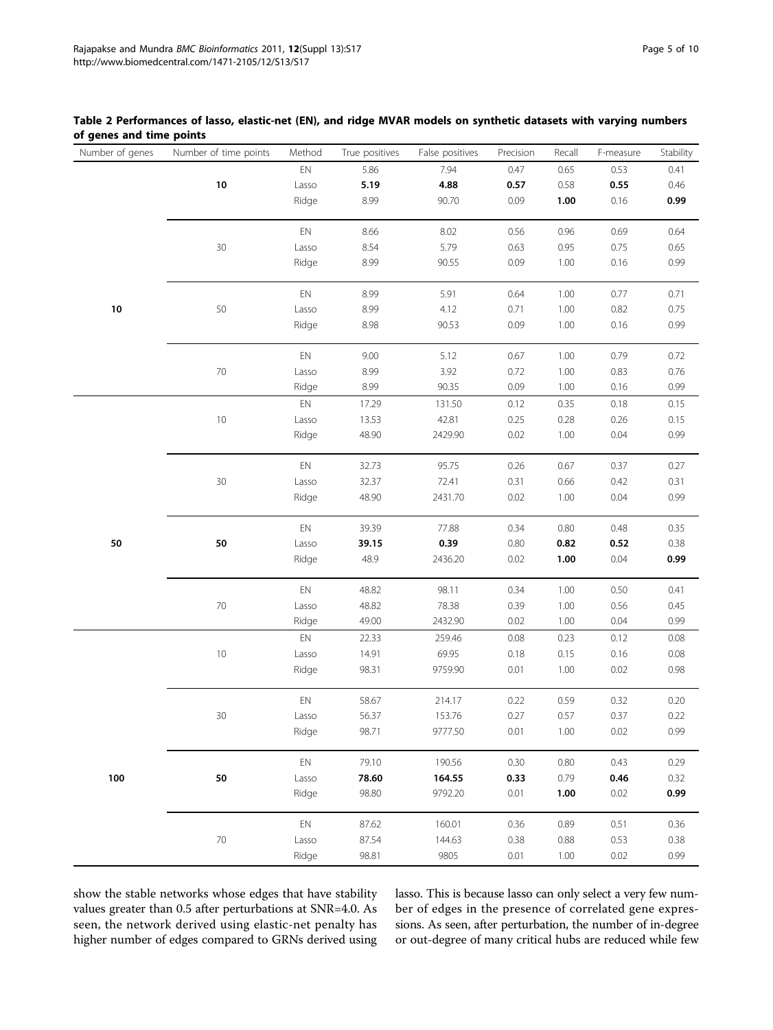**Table 2 Performances of lasso, elastic-net (EN), and ridge MVAR models on synthetic datasets with varying numbers of genes and time points**

| Number of genes | Number of time points | Method | True positives | False positives | Precision | Recall | F-measure | Stability |
|---|---|---|---|---|---|---|---|---|
| 10 | **10** | EN | 5.86 | 7.94 | 0.47 | 0.65 | 0.53 | 0.41 |
| | | Lasso | **5.19** | **4.88** | **0.57** | 0.58 | **0.55** | 0.46 |
| | | Ridge | 8.99 | 90.70 | 0.09 | **1.00** | 0.16 | **0.99** |
| | 30 | EN | 8.66 | 8.02 | 0.56 | 0.96 | 0.69 | 0.64 |
| | | Lasso | 8.54 | 5.79 | 0.63 | 0.95 | 0.75 | 0.65 |
| | | Ridge | 8.99 | 90.55 | 0.09 | 1.00 | 0.16 | 0.99 |
| | 50 | EN | 8.99 | 5.91 | 0.64 | 1.00 | 0.77 | 0.71 |
| | | Lasso | 8.99 | 4.12 | 0.71 | 1.00 | 0.82 | 0.75 |
| | | Ridge | 8.98 | 90.53 | 0.09 | 1.00 | 0.16 | 0.99 |
| | 70 | EN | 9.00 | 5.12 | 0.67 | 1.00 | 0.79 | 0.72 |
| | | Lasso | 8.99 | 3.92 | 0.72 | 1.00 | 0.83 | 0.76 |
| | | Ridge | 8.99 | 90.35 | 0.09 | 1.00 | 0.16 | 0.99 |
| 50 | 10 | EN | 17.29 | 131.50 | 0.12 | 0.35 | 0.18 | 0.15 |
| | | Lasso | 13.53 | 42.81 | 0.25 | 0.28 | 0.26 | 0.15 |
| | | Ridge | 48.90 | 2429.90 | 0.02 | 1.00 | 0.04 | 0.99 |
| | 30 | EN | 32.73 | 95.75 | 0.26 | 0.67 | 0.37 | 0.27 |
| | | Lasso | 32.37 | 72.41 | 0.31 | 0.66 | 0.42 | 0.31 |
| | | Ridge | 48.90 | 2431.70 | 0.02 | 1.00 | 0.04 | 0.99 |
| | **50** | EN | 39.39 | 77.88 | 0.34 | 0.80 | 0.48 | 0.35 |
| | | Lasso | **39.15** | **0.39** | 0.80 | **0.82** | **0.52** | 0.38 |
| | | Ridge | 48.9 | 2436.20 | 0.02 | **1.00** | 0.04 | **0.99** |
| | 70 | EN | 48.82 | 98.11 | 0.34 | 1.00 | 0.50 | 0.41 |
| | | Lasso | 48.82 | 78.38 | 0.39 | 1.00 | 0.56 | 0.45 |
| | | Ridge | 49.00 | 2432.90 | 0.02 | 1.00 | 0.04 | 0.99 |
| 100 | 10 | EN | 22.33 | 259.46 | 0.08 | 0.23 | 0.12 | 0.08 |
| | | Lasso | 14.91 | 69.95 | 0.18 | 0.15 | 0.16 | 0.08 |
| | | Ridge | 98.31 | 9759.90 | 0.01 | 1.00 | 0.02 | 0.98 |
| | 30 | EN | 58.67 | 214.17 | 0.22 | 0.59 | 0.32 | 0.20 |
| | | Lasso | 56.37 | 153.76 | 0.27 | 0.57 | 0.37 | 0.22 |
| | | Ridge | 98.71 | 9777.50 | 0.01 | 1.00 | 0.02 | 0.99 |
| | **50** | EN | 79.10 | 190.56 | 0.30 | 0.80 | 0.43 | 0.29 |
| | | Lasso | **78.60** | **164.55** | **0.33** | 0.79 | **0.46** | 0.32 |
| | | Ridge | 98.80 | 9792.20 | 0.01 | **1.00** | 0.02 | **0.99** |
| | 70 | EN | 87.62 | 160.01 | 0.36 | 0.89 | 0.51 | 0.36 |
| | | Lasso | 87.54 | 144.63 | 0.38 | 0.88 | 0.53 | 0.38 |
| | | Ridge | 98.81 | 9805 | 0.01 | 1.00 | 0.02 | 0.99 |

show the stable networks whose edges that have stability values greater than 0.5 after perturbations at SNR=4.0. As seen, the network derived using elastic-net penalty has higher number of edges compared to GRNs derived using lasso. This is because lasso can only select a very few number of edges in the presence of correlated gene expressions. As seen, after perturbation, the number of in-degree or out-degree of many critical hubs are reduced while few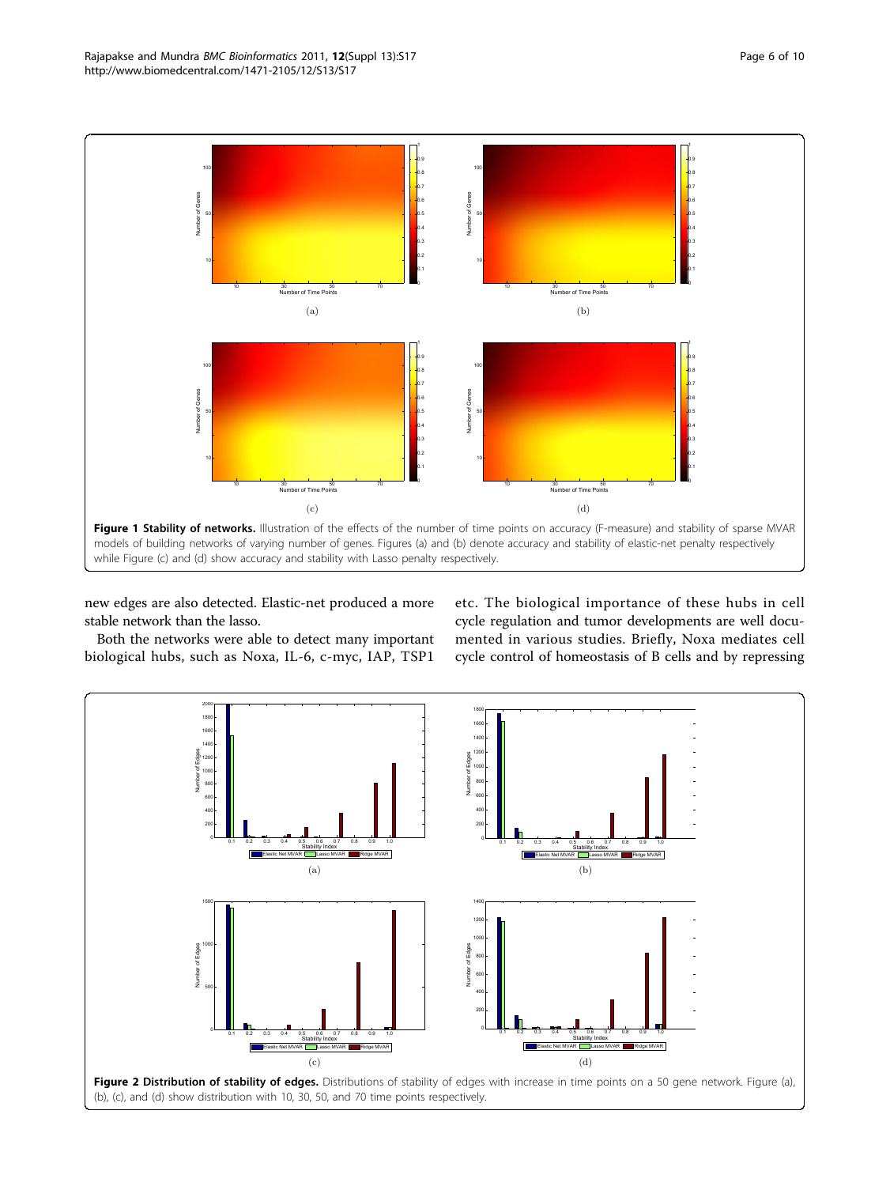**Figure 1 Stability of networks.** Illustration of the effects of the number of time points on accuracy (F-measure) and stability of sparse MVAR models of building networks of varying number of genes. Figures (a) and (b) denote accuracy and stability of elastic-net penalty respectively while Figure (c) and (d) show accuracy and stability with Lasso penalty respectively.

new edges are also detected. Elastic-net produced a more stable network than the lasso.

Both the networks were able to detect many important biological hubs, such as Noxa, IL-6, c-myc, IAP, TSP1 etc. The biological importance of these hubs in cell cycle regulation and tumor developments are well documented in various studies. Briefly, Noxa mediates cell cycle control of homeostasis of B cells and by repressing

**Figure 2 Distribution of stability of edges.** Distributions of stability of edges with increase in time points on a 50 gene network. Figure (a), (b), (c), and (d) show distribution with 10, 30, 50, and 70 time points respectively.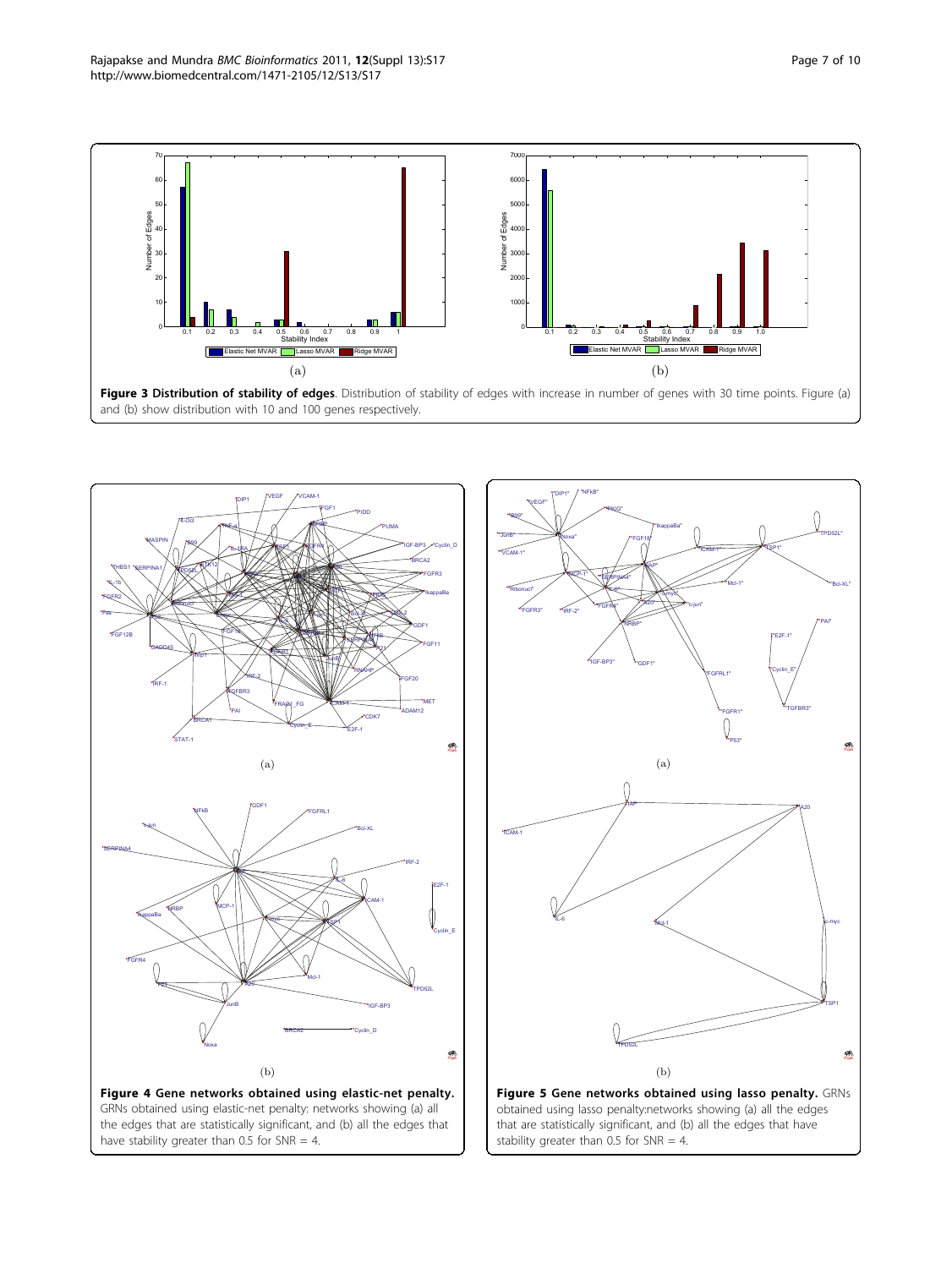**Figure 3 Distribution of stability of edges**. Distribution of stability of edges with increase in number of genes with 30 time points. Figure (a) and (b) show distribution with 10 and 100 genes respectively.

**Figure 4 Gene networks obtained using elastic-net penalty.** GRNs obtained using elastic-net penalty: networks showing (a) all the edges that are statistically significant, and (b) all the edges that have stability greater than 0.5 for SNR = 4.

**Figure 5 Gene networks obtained using lasso penalty.** GRNs obtained using lasso penalty:networks showing (a) all the edges that are statistically significant, and (b) all the edges that have stability greater than 0.5 for SNR = 4.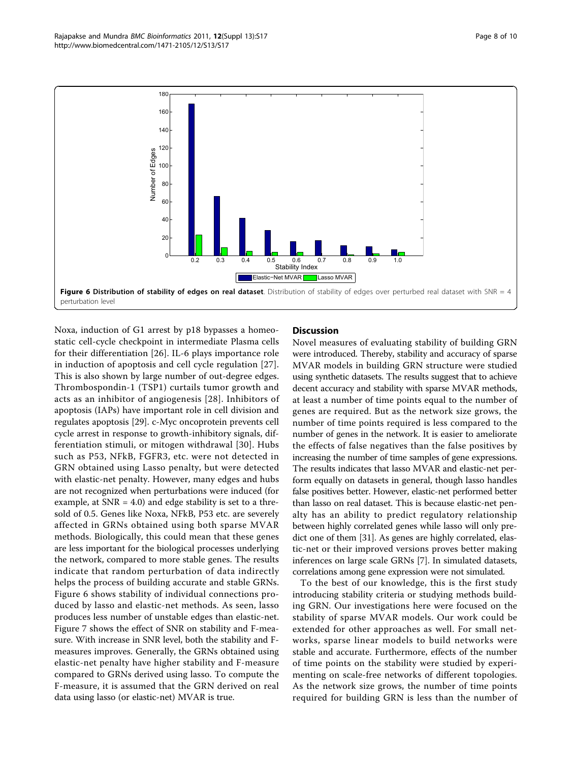**Figure 6 Distribution of stability of edges on real dataset**. Distribution of stability of edges over perturbed real dataset with SNR = 4 perturbation level

Noxa, induction of G1 arrest by p18 bypasses a homeostatic cell-cycle checkpoint in intermediate Plasma cells for their differentiation [26]. IL-6 plays importance role in induction of apoptosis and cell cycle regulation [27]. This is also shown by large number of out-degree edges. Thrombospondin-1 (TSP1) curtails tumor growth and acts as an inhibitor of angiogenesis [28]. Inhibitors of apoptosis (IAPs) have important role in cell division and regulates apoptosis [29]. c-Myc oncoprotein prevents cell cycle arrest in response to growth-inhibitory signals, differentiation stimuli, or mitogen withdrawal [30]. Hubs such as P53, NFkB, FGFR3, etc. were not detected in GRN obtained using Lasso penalty, but were detected with elastic-net penalty. However, many edges and hubs are not recognized when perturbations were induced (for example, at SNR = 4.0) and edge stability is set to a thresold of 0.5. Genes like Noxa, NFkB, P53 etc. are severely affected in GRNs obtained using both sparse MVAR methods. Biologically, this could mean that these genes are less important for the biological processes underlying the network, compared to more stable genes. The results indicate that random perturbation of data indirectly helps the process of building accurate and stable GRNs. Figure 6 shows stability of individual connections produced by lasso and elastic-net methods. As seen, lasso produces less number of unstable edges than elastic-net. Figure 7 shows the effect of SNR on stability and F-measure. With increase in SNR level, both the stability and F-measures improves. Generally, the GRNs obtained using elastic-net penalty have higher stability and F-measure compared to GRNs derived using lasso. To compute the F-measure, it is assumed that the GRN derived on real data using lasso (or elastic-net) MVAR is true.

## Discussion

Novel measures of evaluating stability of building GRN were introduced. Thereby, stability and accuracy of sparse MVAR models in building GRN structure were studied using synthetic datasets. The results suggest that to achieve decent accuracy and stability with sparse MVAR methods, at least a number of time points equal to the number of genes are required. But as the network size grows, the number of time points required is less compared to the number of genes in the network. It is easier to ameliorate the effects of false negatives than the false positives by increasing the number of time samples of gene expressions. The results indicates that lasso MVAR and elastic-net perform equally on datasets in general, though lasso handles false positives better. However, elastic-net performed better than lasso on real dataset. This is because elastic-net penalty has an ability to predict regulatory relationship between highly correlated genes while lasso will only predict one of them [31]. As genes are highly correlated, elastic-net or their improved versions proves better making inferences on large scale GRNs [7]. In simulated datasets, correlations among gene expression were not simulated.

To the best of our knowledge, this is the first study introducing stability criteria or studying methods building GRN. Our investigations here were focused on the stability of sparse MVAR models. Our work could be extended for other approaches as well. For small networks, sparse linear models to build networks were stable and accurate. Furthermore, effects of the number of time points on the stability were studied by experimenting on scale-free networks of different topologies. As the network size grows, the number of time points required for building GRN is less than the number of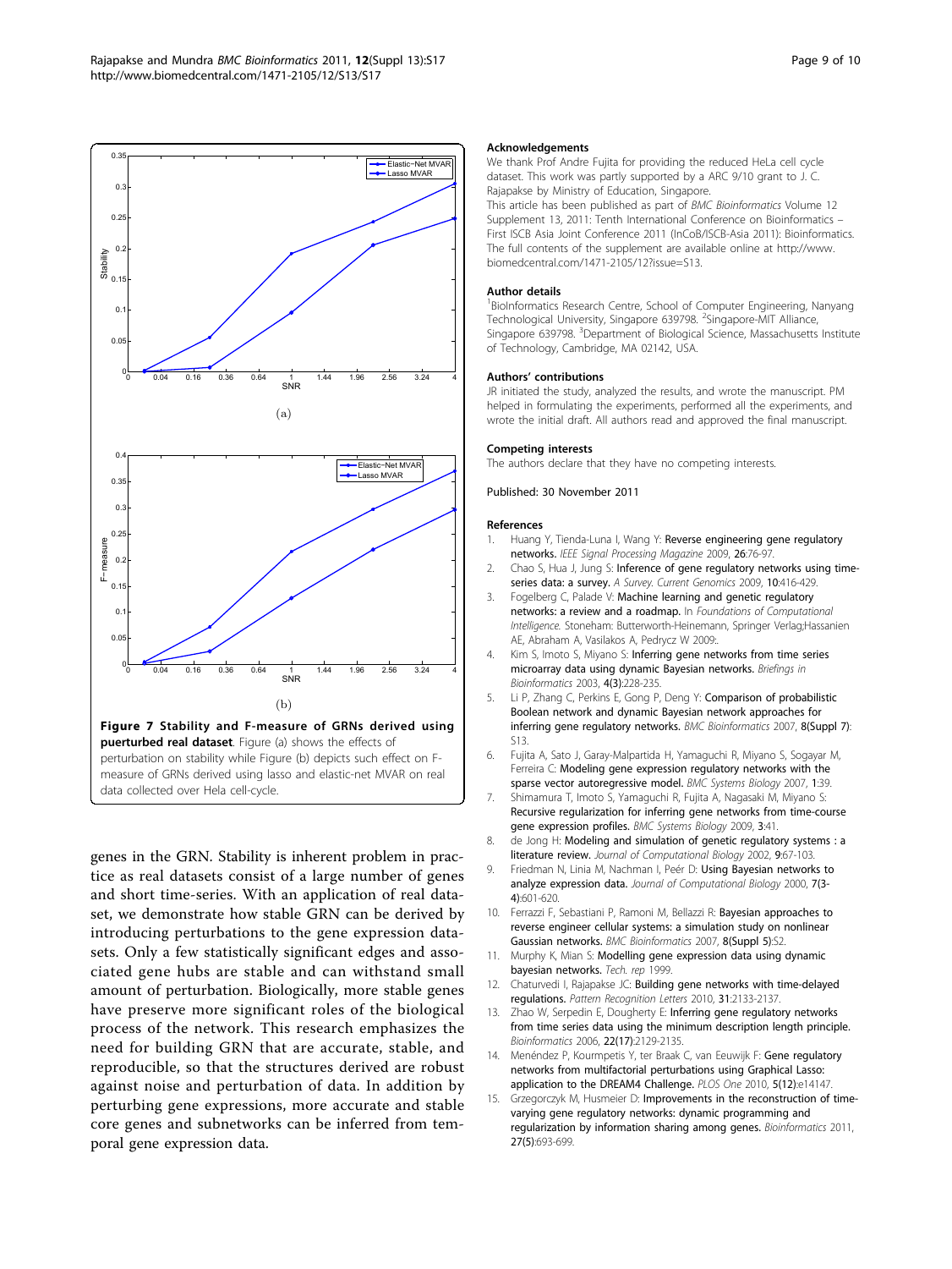(a)

(b)

**Figure 7 Stability and F-measure of GRNs derived using puerturbed real dataset**. Figure (a) shows the effects of perturbation on stability while Figure (b) depicts such effect on F-measure of GRNs derived using lasso and elastic-net MVAR on real data collected over Hela cell-cycle.

genes in the GRN. Stability is inherent problem in practice as real datasets consist of a large number of genes and short time-series. With an application of real dataset, we demonstrate how stable GRN can be derived by introducing perturbations to the gene expression datasets. Only a few statistically significant edges and associated gene hubs are stable and can withstand small amount of perturbation. Biologically, more stable genes have preserve more significant roles of the biological process of the network. This research emphasizes the need for building GRN that are accurate, stable, and reproducible, so that the structures derived are robust against noise and perturbation of data. In addition by perturbing gene expressions, more accurate and stable core genes and subnetworks can be inferred from temporal gene expression data.

### Acknowledgements

We thank Prof Andre Fujita for providing the reduced HeLa cell cycle dataset. This work was partly supported by a ARC 9/10 grant to J. C. Rajapakse by Ministry of Education, Singapore.

This article has been published as part of *BMC Bioinformatics* Volume 12 Supplement 13, 2011: Tenth International Conference on Bioinformatics – First ISCB Asia Joint Conference 2011 (InCoB/ISCB-Asia 2011): Bioinformatics. The full contents of the supplement are available online at http://www.biomedcentral.com/1471-2105/12?issue=S13.

### Author details

[1]BioInformatics Research Centre, School of Computer Engineering, Nanyang Technological University, Singapore 639798. [2]Singapore-MIT Alliance, Singapore 639798. [3]Department of Biological Science, Massachusetts Institute of Technology, Cambridge, MA 02142, USA.

### Authors' contributions

JR initiated the study, analyzed the results, and wrote the manuscript. PM helped in formulating the experiments, performed all the experiments, and wrote the initial draft. All authors read and approved the final manuscript.

### Competing interests

The authors declare that they have no competing interests.

Published: 30 November 2011

### References

1. Huang Y, Tienda-Luna I, Wang Y: **Reverse engineering gene regulatory networks.** *IEEE Signal Processing Magazine* 2009, **26**:76-97.
2. Chao S, Hua J, Jung S: **Inference of gene regulatory networks using time-series data: a survey.** *A Survey. Current Genomics* 2009, **10**:416-429.
3. Fogelberg C, Palade V: **Machine learning and genetic regulatory networks: a review and a roadmap.** In *Foundations of Computational Intelligence.* Stoneham: Butterworth-Heinemann, Springer Verlag;Hassanien AE, Abraham A, Vasilakos A, Pedrycz W 2009:.
4. Kim S, Imoto S, Miyano S: **Inferring gene networks from time series microarray data using dynamic Bayesian networks.** *Briefings in Bioinformatics* 2003, **4(3)**:228-235.
5. Li P, Zhang C, Perkins E, Gong P, Deng Y: **Comparison of probabilistic Boolean network and dynamic Bayesian network approaches for inferring gene regulatory networks.** *BMC Bioinformatics* 2007, **8(Suppl 7)**: S13.
6. Fujita A, Sato J, Garay-Malpartida H, Yamaguchi R, Miyano S, Sogayar M, Ferreira C: **Modeling gene expression regulatory networks with the sparse vector autoregressive model.** *BMC Systems Biology* 2007, **1**:39.
7. Shimamura T, Imoto S, Yamaguchi R, Fujita A, Nagasaki M, Miyano S: **Recursive regularization for inferring gene networks from time-course gene expression profiles.** *BMC Systems Biology* 2009, **3**:41.
8. de Jong H: **Modeling and simulation of genetic regulatory systems : a literature review.** *Journal of Computational Biology* 2002, **9**:67-103.
9. Friedman N, Linia M, Nachman I, Peér D: **Using Bayesian networks to analyze expression data.** *Journal of Computational Biology* 2000, **7(3-4)**:601-620.
10. Ferrazzi F, Sebastiani P, Ramoni M, Bellazzi R: **Bayesian approaches to reverse engineer cellular systems: a simulation study on nonlinear Gaussian networks.** *BMC Bioinformatics* 2007, **8(Suppl 5)**:S2.
11. Murphy K, Mian S: **Modelling gene expression data using dynamic bayesian networks.** *Tech. rep* 1999.
12. Chaturvedi I, Rajapakse JC: **Building gene networks with time-delayed regulations.** *Pattern Recognition Letters* 2010, **31**:2133-2137.
13. Zhao W, Serpedin E, Dougherty E: **Inferring gene regulatory networks from time series data using the minimum description length principle.** *Bioinformatics* 2006, **22(17)**:2129-2135.
14. Menéndez P, Kourmpetis Y, ter Braak C, van Eeuwijk F: **Gene regulatory networks from multifactorial perturbations using Graphical Lasso: application to the DREAM4 Challenge.** *PLOS One* 2010, **5(12)**:e14147.
15. Grzegorczyk M, Husmeier D: **Improvements in the reconstruction of time-varying gene regulatory networks: dynamic programming and regularization by information sharing among genes.** *Bioinformatics* 2011, **27(5)**:693-699.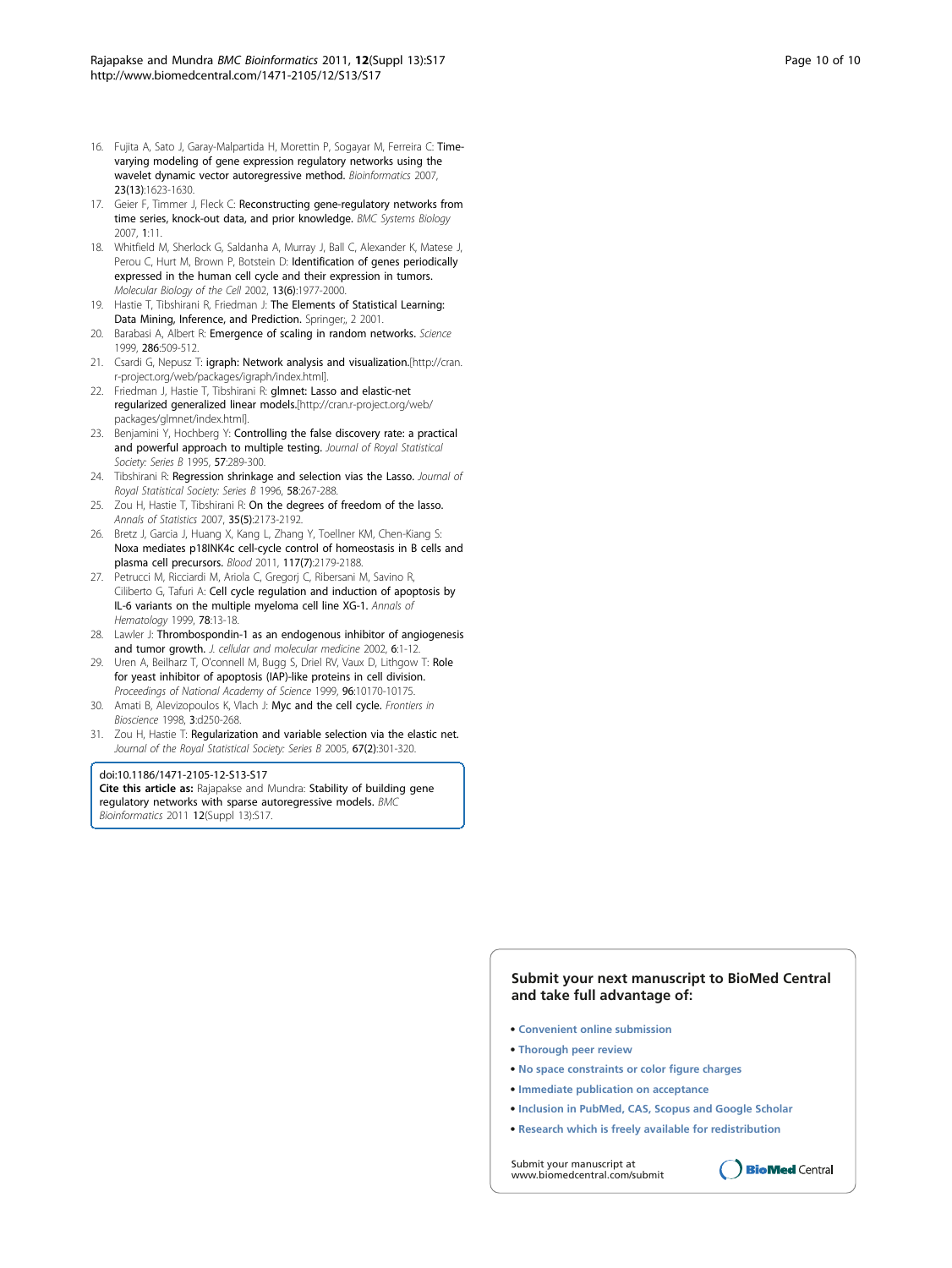16. Fujita A, Sato J, Garay-Malpartida H, Morettin P, Sogayar M, Ferreira C: **Time-varying modeling of gene expression regulatory networks using the wavelet dynamic vector autoregressive method.** *Bioinformatics* 2007, **23(13)**:1623-1630.
17. Geier F, Timmer J, Fleck C: **Reconstructing gene-regulatory networks from time series, knock-out data, and prior knowledge.** *BMC Systems Biology* 2007, **1**:11.
18. Whitfield M, Sherlock G, Saldanha A, Murray J, Ball C, Alexander K, Matese J, Perou C, Hurt M, Brown P, Botstein D: **Identification of genes periodically expressed in the human cell cycle and their expression in tumors.** *Molecular Biology of the Cell* 2002, **13(6)**:1977-2000.
19. Hastie T, Tibshirani R, Friedman J: **The Elements of Statistical Learning: Data Mining, Inference, and Prediction.** Springer;, 2 2001.
20. Barabasi A, Albert R: **Emergence of scaling in random networks.** *Science* 1999, **286**:509-512.
21. Csardi G, Nepusz T: **igraph: Network analysis and visualization.**[http://cran.r-project.org/web/packages/igraph/index.html].
22. Friedman J, Hastie T, Tibshirani R: **glmnet: Lasso and elastic-net regularized generalized linear models.**[http://cran.r-project.org/web/packages/glmnet/index.html].
23. Benjamini Y, Hochberg Y: **Controlling the false discovery rate: a practical and powerful approach to multiple testing.** *Journal of Royal Statistical Society: Series B* 1995, **57**:289-300.
24. Tibshirani R: **Regression shrinkage and selection vias the Lasso.** *Journal of Royal Statistical Society: Series B* 1996, **58**:267-288.
25. Zou H, Hastie T, Tibshirani R: **On the degrees of freedom of the lasso.** *Annals of Statistics* 2007, **35(5)**:2173-2192.
26. Bretz J, Garcia J, Huang X, Kang L, Zhang Y, Toellner KM, Chen-Kiang S: **Noxa mediates p18INK4c cell-cycle control of homeostasis in B cells and plasma cell precursors.** *Blood* 2011, **117(7)**:2179-2188.
27. Petrucci M, Ricciardi M, Ariola C, Gregorj C, Ribersani M, Savino R, Ciliberto G, Tafuri A: **Cell cycle regulation and induction of apoptosis by IL-6 variants on the multiple myeloma cell line XG-1.** *Annals of Hematology* 1999, **78**:13-18.
28. Lawler J: **Thrombospondin-1 as an endogenous inhibitor of angiogenesis and tumor growth.** *J. cellular and molecular medicine* 2002, **6**:1-12.
29. Uren A, Beilharz T, O'connell M, Bugg S, Driel RV, Vaux D, Lithgow T: **Role for yeast inhibitor of apoptosis (IAP)-like proteins in cell division.** *Proceedings of National Academy of Science* 1999, **96**:10170-10175.
30. Amati B, Alevizopoulos K, Vlach J: **Myc and the cell cycle.** *Frontiers in Bioscience* 1998, **3**:d250-268.
31. Zou H, Hastie T: **Regularization and variable selection via the elastic net.** *Journal of the Royal Statistical Society: Series B* 2005, **67(2)**:301-320.

doi:10.1186/1471-2105-12-S13-S17
**Cite this article as:** Rajapakse and Mundra: Stability of building gene regulatory networks with sparse autoregressive models. *BMC Bioinformatics* 2011 **12**(Suppl 13):S17.

**Submit your next manuscript to BioMed Central and take full advantage of:**

- Convenient online submission
- Thorough peer review
- No space constraints or color figure charges
- Immediate publication on acceptance
- Inclusion in PubMed, CAS, Scopus and Google Scholar
- Research which is freely available for redistribution

Submit your manuscript at
www.biomedcentral.com/submit

BioMed Central